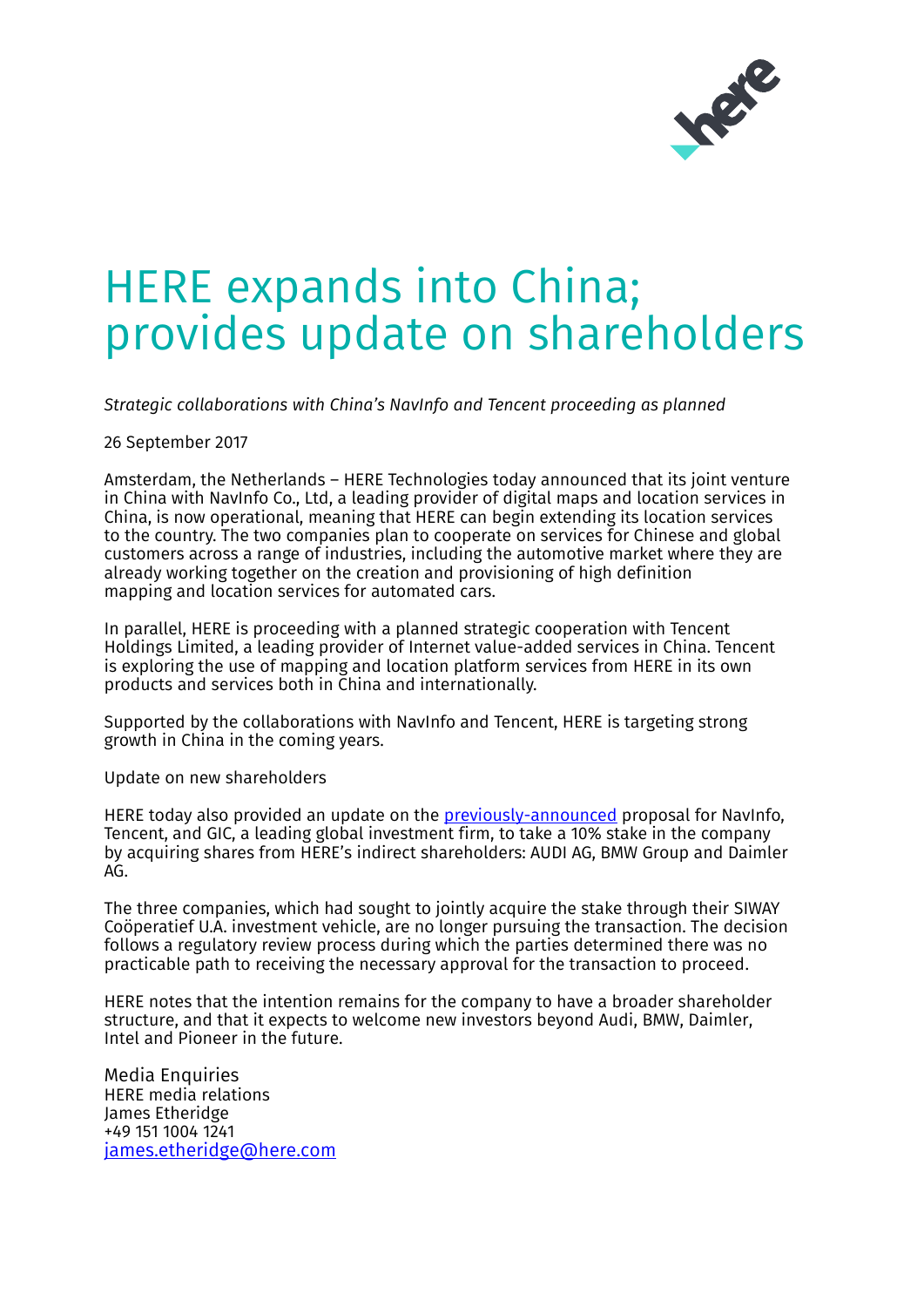# HERE expands into China; provides update on shareholders

*Strategic collaborations with China's NavInfo and Tencent proceeding as planned*

26 September 2017

Amsterdam, the Netherlands – HERE Technologies today announced that its joint venture in China with NavInfo Co., Ltd, a leading provider of digital maps and location services in China, is now operational, meaning that HERE can begin extending its location services to the country. The two companies plan to cooperate on services for Chinese and global customers across a range of industries, including the automotive market where they are already working together on the creation and provisioning of high definition mapping and location services for automated cars.

In parallel, HERE is proceeding with a planned strategic cooperation with Tencent Holdings Limited, a leading provider of Internet value-added services in China. Tencent is exploring the use of mapping and location platform services from HERE in its own products and services both in China and internationally.

Supported by the collaborations with NavInfo and Tencent, HERE is targeting strong growth in China in the coming years.

Update on new shareholders

HERE today also provided an update on the [previously-announced] proposal for NavInfo, Tencent, and GIC, a leading global investment firm, to take a 10% stake in the company by acquiring shares from HERE's indirect shareholders: AUDI AG, BMW Group and Daimler AG.

The three companies, which had sought to jointly acquire the stake through their SIWAY Coöperatief U.A. investment vehicle, are no longer pursuing the transaction. The decision follows a regulatory review process during which the parties determined there was no practicable path to receiving the necessary approval for the transaction to proceed.

HERE notes that the intention remains for the company to have a broader shareholder structure, and that it expects to welcome new investors beyond Audi, BMW, Daimler, Intel and Pioneer in the future.

Media Enquiries
HERE media relations
James Etheridge
+49 151 1004 1241
james.etheridge@here.com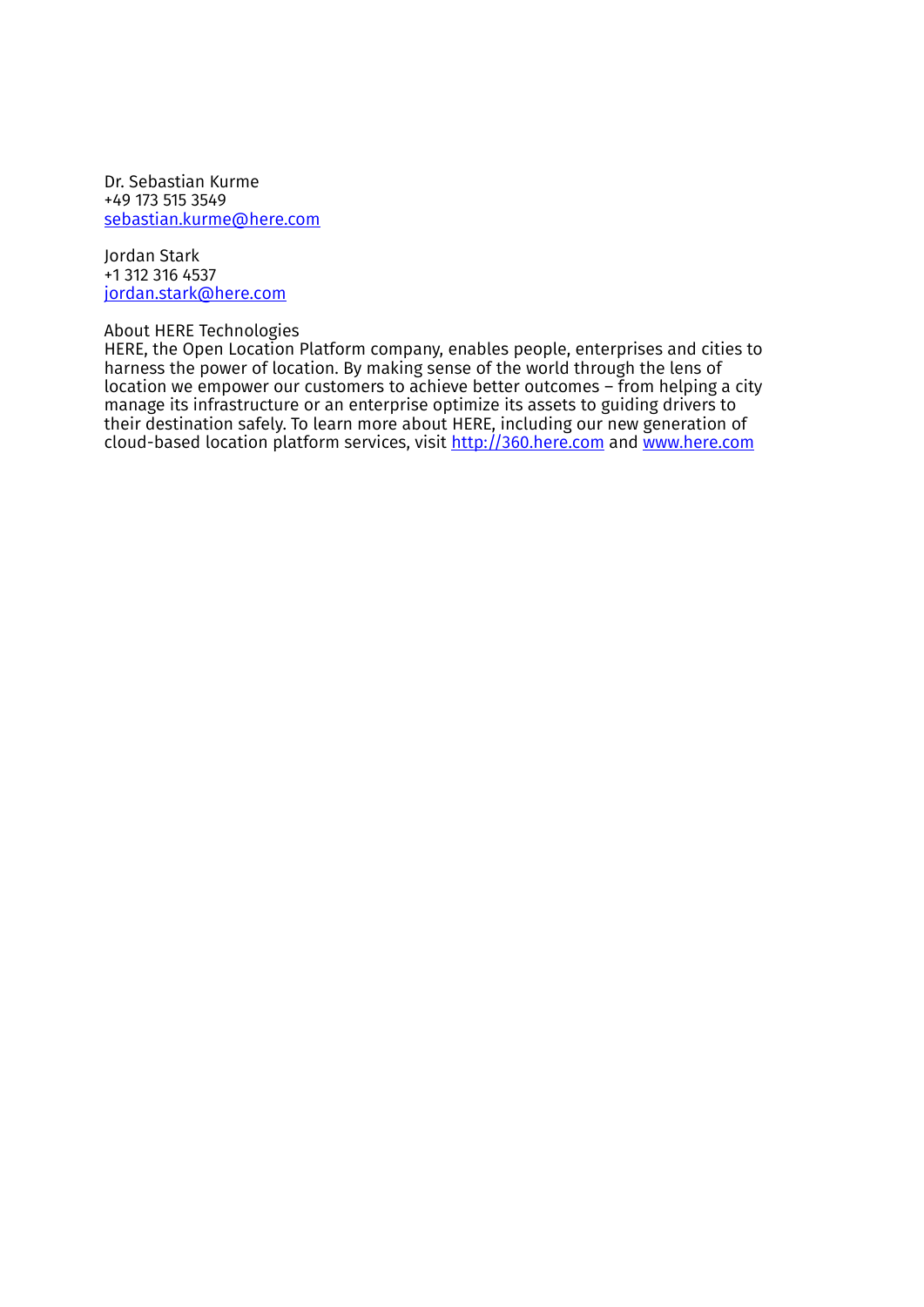Dr. Sebastian Kurme  
+49 173 515 3549  
sebastian.kurme@here.com

Jordan Stark  
+1 312 316 4537  
jordan.stark@here.com

About HERE Technologies  
HERE, the Open Location Platform company, enables people, enterprises and cities to harness the power of location. By making sense of the world through the lens of location we empower our customers to achieve better outcomes – from helping a city manage its infrastructure or an enterprise optimize its assets to guiding drivers to their destination safely. To learn more about HERE, including our new generation of cloud-based location platform services, visit http://360.here.com and www.here.com